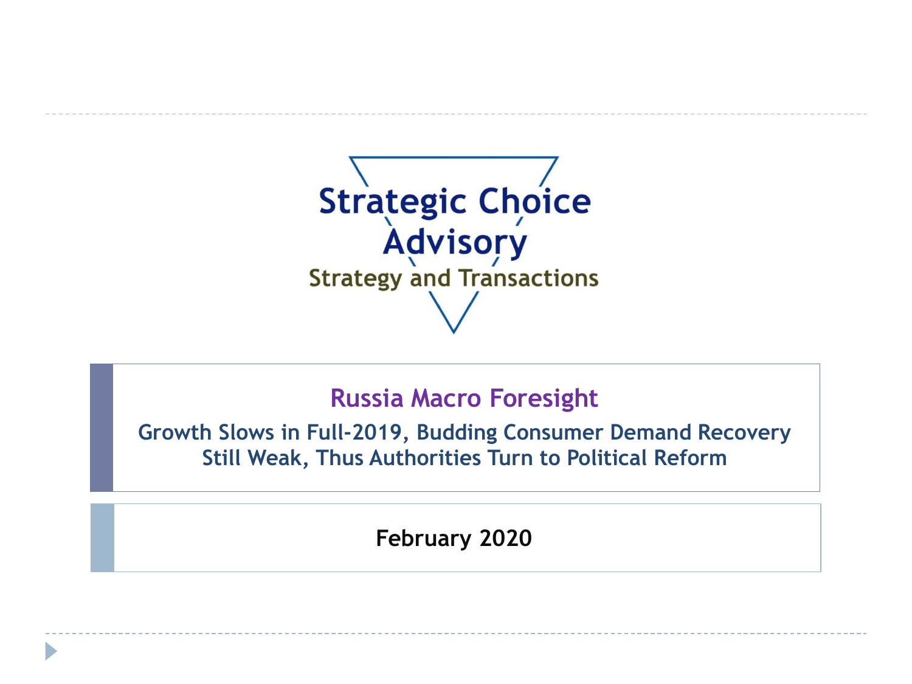Strategic Choice Advisory

Strategy and Transactions

# Russia Macro Foresight

## Growth Slows in Full-2019, Budding Consumer Demand Recovery Still Weak, Thus Authorities Turn to Political Reform

**February 2020**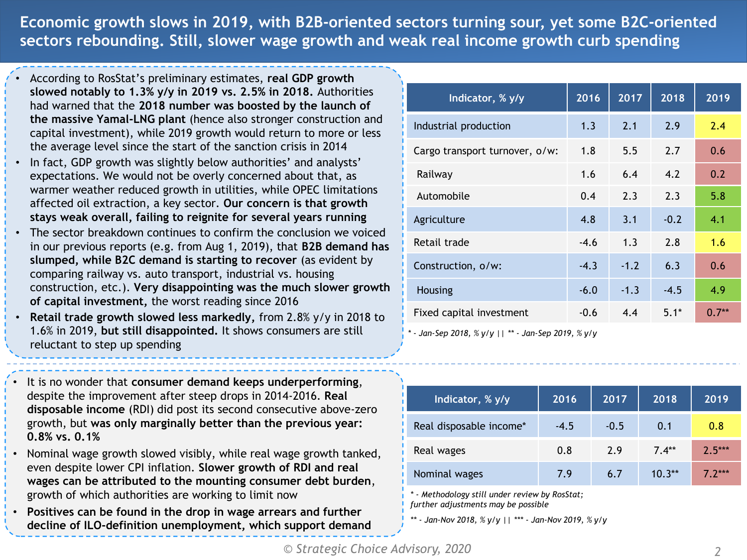# Economic growth slows in 2019, with B2B-oriented sectors turning sour, yet some B2C-oriented sectors rebounding. Still, slower wage growth and weak real income growth curb spending

- According to RosStat's preliminary estimates, **real GDP growth slowed notably to 1.3% y/y in 2019 vs. 2.5% in 2018.** Authorities had warned that the **2018 number was boosted by the launch of the massive Yamal-LNG plant** (hence also stronger construction and capital investment), while 2019 growth would return to more or less the average level since the start of the sanction crisis in 2014
- In fact, GDP growth was slightly below authorities' and analysts' expectations. We would not be overly concerned about that, as warmer weather reduced growth in utilities, while OPEC limitations affected oil extraction, a key sector. **Our concern is that growth stays weak overall, failing to reignite for several years running**
- The sector breakdown continues to confirm the conclusion we voiced in our previous reports (e.g. from Aug 1, 2019), that **B2B demand has slumped, while B2C demand is starting to recover** (as evident by comparing railway vs. auto transport, industrial vs. housing construction, etc.). **Very disappointing was the much slower growth of capital investment,** the worst reading since 2016
- **Retail trade growth slowed less markedly,** from 2.8% y/y in 2018 to 1.6% in 2019, **but still disappointed.** It shows consumers are still reluctant to step up spending

| Indicator, % y/y | 2016 | 2017 | 2018 | 2019 |
|---|---|---|---|---|
| Industrial production | 1.3 | 2.1 | 2.9 | 2.4 |
| Cargo transport turnover, o/w: | 1.8 | 5.5 | 2.7 | 0.6 |
| Railway | 1.6 | 6.4 | 4.2 | 0.2 |
| Automobile | 0.4 | 2.3 | 2.3 | 5.8 |
| Agriculture | 4.8 | 3.1 | -0.2 | 4.1 |
| Retail trade | -4.6 | 1.3 | 2.8 | 1.6 |
| Construction, o/w: | -4.3 | -1.2 | 6.3 | 0.6 |
| Housing | -6.0 | -1.3 | -4.5 | 4.9 |
| Fixed capital investment | -0.6 | 4.4 | 5.1* | 0.7** |

*\* - Jan-Sep 2018, % y/y || \*\* - Jan-Sep 2019, % y/y*

- It is no wonder that **consumer demand keeps underperforming**, despite the improvement after steep drops in 2014-2016. **Real disposable income** (RDI) did post its second consecutive above-zero growth, but **was only marginally better than the previous year: 0.8% vs. 0.1%**
- Nominal wage growth slowed visibly, while real wage growth tanked, even despite lower CPI inflation. **Slower growth of RDI and real wages can be attributed to the mounting consumer debt burden**, growth of which authorities are working to limit now
- **Positives can be found in the drop in wage arrears and further decline of ILO-definition unemployment, which support demand**

| Indicator, % y/y | 2016 | 2017 | 2018 | 2019 |
|---|---|---|---|---|
| Real disposable income* | -4.5 | -0.5 | 0.1 | 0.8 |
| Real wages | 0.8 | 2.9 | 7.4** | 2.5*** |
| Nominal wages | 7.9 | 6.7 | 10.3** | 7.2*** |

*\* - Methodology still under review by RosStat; further adjustments may be possible*

*\*\* - Jan-Nov 2018, % y/y || \*\*\* - Jan-Nov 2019, % y/y*

© Strategic Choice Advisory, 2020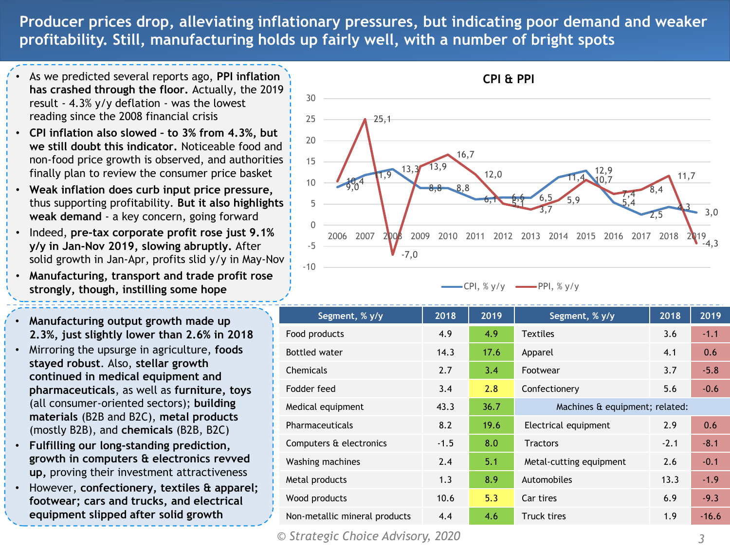# Producer prices drop, alleviating inflationary pressures, but indicating poor demand and weaker profitability. Still, manufacturing holds up fairly well, with a number of bright spots

- As we predicted several reports ago, **PPI inflation has crashed through the floor.** Actually, the 2019 result - 4.3% y/y deflation - was the lowest reading since the 2008 financial crisis
- **CPI inflation also slowed – to 3% from 4.3%, but we still doubt this indicator.** Noticeable food and non-food price growth is observed, and authorities finally plan to review the consumer price basket
- **Weak inflation does curb input price pressure,** thus supporting profitability. **But it also highlights weak demand** - a key concern, going forward
- Indeed, **pre-tax corporate profit rose just 9.1% y/y in Jan-Nov 2019, slowing abruptly.** After solid growth in Jan-Apr, profits slid y/y in May-Nov
- **Manufacturing, transport and trade profit rose strongly, though, instilling some hope**

**CPI & PPI**

| Year | CPI, % y/y | PPI, % y/y |
|---|---|---|
| 2006 | 9,0 | 10,4 |
| 2007 | 11,9 | 25,1 |
| 2008 | 13,3 | -7,0 |
| 2009 | 8,8 | 13,9 |
| 2010 | 8,8 | 16,7 |
| 2011 | 6,1 | 12,0 |
| 2012 | 6,6 | 5,1 |
| 2013 | 6,5 | 3,7 |
| 2014 | 11,4 | 5,9 |
| 2015 | 12,9 | 10,7 |
| 2016 | 5,4 | 7,4 |
| 2017 | 2,5 | 8,4 |
| 2018 | 4,3 | 11,7 |
| 2019 | 3,0 | -4,3 |

- **Manufacturing output growth made up 2.3%, just slightly lower than 2.6% in 2018**
- Mirroring the upsurge in agriculture, **foods stayed robust**. Also, **stellar growth continued in medical equipment and pharmaceuticals**, as well as **furniture, toys** (all consumer-oriented sectors); **building materials** (B2B and B2C), **metal products** (mostly B2B), and **chemicals** (B2B, B2C)
- **Fulfilling our long-standing prediction, growth in computers & electronics revved up,** proving their investment attractiveness
- However, **confectionery, textiles & apparel; footwear; cars and trucks, and electrical equipment slipped after solid growth**

| Segment, % y/y | 2018 | 2019 | Segment, % y/y | 2018 | 2019 |
|---|---|---|---|---|---|
| Food products | 4.9 | 4.9 | Textiles | 3.6 | -1.1 |
| Bottled water | 14.3 | 17.6 | Apparel | 4.1 | 0.6 |
| Chemicals | 2.7 | 3.4 | Footwear | 3.7 | -5.8 |
| Fodder feed | 3.4 | 2.8 | Confectionery | 5.6 | -0.6 |
| Medical equipment | 43.3 | 36.7 | Machines & equipment; related: | | |
| Pharmaceuticals | 8.2 | 19.6 | Electrical equipment | 2.9 | 0.6 |
| Computers & electronics | -1.5 | 8.0 | Tractors | -2.1 | -8.1 |
| Washing machines | 2.4 | 5.1 | Metal-cutting equipment | 2.6 | -0.1 |
| Metal products | 1.3 | 8.9 | Automobiles | 13.3 | -1.9 |
| Wood products | 10.6 | 5.3 | Car tires | 6.9 | -9.3 |
| Non-metallic mineral products | 4.4 | 4.6 | Truck tires | 1.9 | -16.6 |

*© Strategic Choice Advisory, 2020*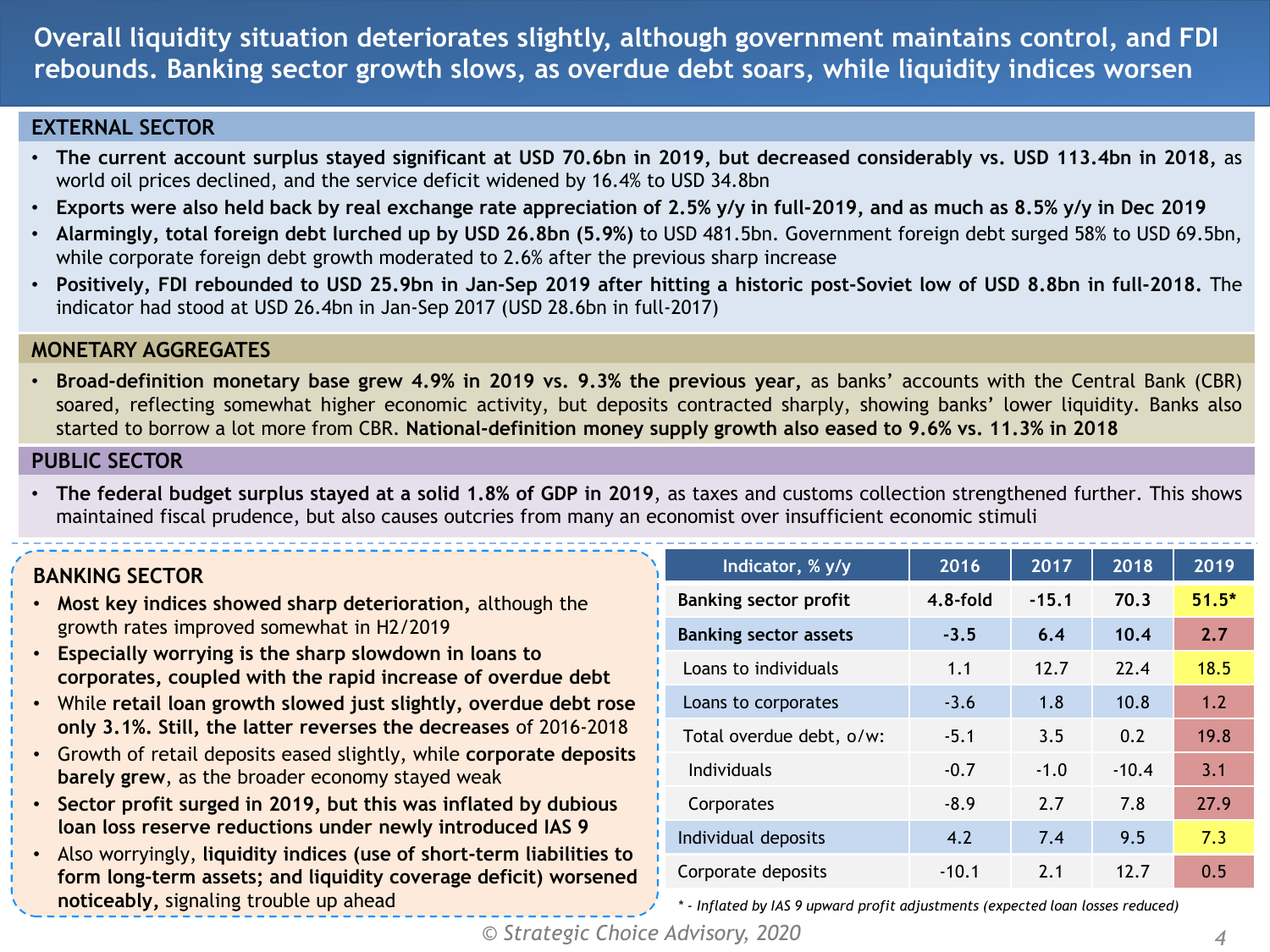# Overall liquidity situation deteriorates slightly, although government maintains control, and FDI rebounds. Banking sector growth slows, as overdue debt soars, while liquidity indices worsen

## EXTERNAL SECTOR

- **The current account surplus stayed significant at USD 70.6bn in 2019, but decreased considerably vs. USD 113.4bn in 2018,** as world oil prices declined, and the service deficit widened by 16.4% to USD 34.8bn
- **Exports were also held back by real exchange rate appreciation of 2.5% y/y in full-2019, and as much as 8.5% y/y in Dec 2019**
- **Alarmingly, total foreign debt lurched up by USD 26.8bn (5.9%)** to USD 481.5bn. Government foreign debt surged 58% to USD 69.5bn, while corporate foreign debt growth moderated to 2.6% after the previous sharp increase
- **Positively, FDI rebounded to USD 25.9bn in Jan-Sep 2019 after hitting a historic post-Soviet low of USD 8.8bn in full-2018.** The indicator had stood at USD 26.4bn in Jan-Sep 2017 (USD 28.6bn in full-2017)

## MONETARY AGGREGATES

- **Broad-definition monetary base grew 4.9% in 2019 vs. 9.3% the previous year,** as banks' accounts with the Central Bank (CBR) soared, reflecting somewhat higher economic activity, but deposits contracted sharply, showing banks' lower liquidity. Banks also started to borrow a lot more from CBR. **National-definition money supply growth also eased to 9.6% vs. 11.3% in 2018**

## PUBLIC SECTOR

- **The federal budget surplus stayed at a solid 1.8% of GDP in 2019**, as taxes and customs collection strengthened further. This shows maintained fiscal prudence, but also causes outcries from many an economist over insufficient economic stimuli

## BANKING SECTOR

- **Most key indices showed sharp deterioration,** although the growth rates improved somewhat in H2/2019
- **Especially worrying is the sharp slowdown in loans to corporates, coupled with the rapid increase of overdue debt**
- While **retail loan growth slowed just slightly, overdue debt rose only 3.1%. Still, the latter reverses the decreases** of 2016-2018
- Growth of retail deposits eased slightly, while **corporate deposits barely grew**, as the broader economy stayed weak
- **Sector profit surged in 2019, but this was inflated by dubious loan loss reserve reductions under newly introduced IAS 9**
- Also worryingly, **liquidity indices (use of short-term liabilities to form long-term assets; and liquidity coverage deficit) worsened noticeably,** signaling trouble up ahead

| Indicator, % y/y | 2016 | 2017 | 2018 | 2019 |
|---|---|---|---|---|
| **Banking sector profit** | **4.8-fold** | **-15.1** | **70.3** | **51.5*** |
| **Banking sector assets** | **-3.5** | **6.4** | **10.4** | **2.7** |
| Loans to individuals | 1.1 | 12.7 | 22.4 | 18.5 |
| Loans to corporates | -3.6 | 1.8 | 10.8 | 1.2 |
| Total overdue debt, o/w: | -5.1 | 3.5 | 0.2 | 19.8 |
| Individuals | -0.7 | -1.0 | -10.4 | 3.1 |
| Corporates | -8.9 | 2.7 | 7.8 | 27.9 |
| Individual deposits | 4.2 | 7.4 | 9.5 | 7.3 |
| Corporate deposits | -10.1 | 2.1 | 12.7 | 0.5 |

*\* - Inflated by IAS 9 upward profit adjustments (expected loan losses reduced)*

© Strategic Choice Advisory, 2020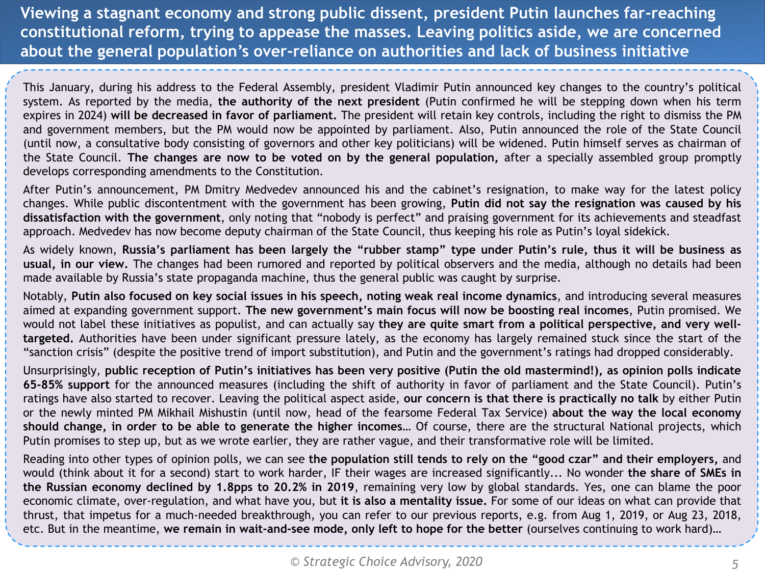# Viewing a stagnant economy and strong public dissent, president Putin launches far-reaching constitutional reform, trying to appease the masses. Leaving politics aside, we are concerned about the general population's over-reliance on authorities and lack of business initiative

This January, during his address to the Federal Assembly, president Vladimir Putin announced key changes to the country's political system. As reported by the media, **the authority of the next president** (Putin confirmed he will be stepping down when his term expires in 2024) **will be decreased in favor of parliament.** The president will retain key controls, including the right to dismiss the PM and government members, but the PM would now be appointed by parliament. Also, Putin announced the role of the State Council (until now, a consultative body consisting of governors and other key politicians) will be widened. Putin himself serves as chairman of the State Council. **The changes are now to be voted on by the general population,** after a specially assembled group promptly develops corresponding amendments to the Constitution.

After Putin's announcement, PM Dmitry Medvedev announced his and the cabinet's resignation, to make way for the latest policy changes. While public discontentment with the government has been growing, **Putin did not say the resignation was caused by his dissatisfaction with the government**, only noting that "nobody is perfect" and praising government for its achievements and steadfast approach. Medvedev has now become deputy chairman of the State Council, thus keeping his role as Putin's loyal sidekick.

As widely known, **Russia's parliament has been largely the "rubber stamp" type under Putin's rule, thus it will be business as usual, in our view.** The changes had been rumored and reported by political observers and the media, although no details had been made available by Russia's state propaganda machine, thus the general public was caught by surprise.

Notably, **Putin also focused on key social issues in his speech, noting weak real income dynamics**, and introducing several measures aimed at expanding government support. **The new government's main focus will now be boosting real incomes**, Putin promised. We would not label these initiatives as populist, and can actually say **they are quite smart from a political perspective, and very well-targeted.** Authorities have been under significant pressure lately, as the economy has largely remained stuck since the start of the "sanction crisis" (despite the positive trend of import substitution), and Putin and the government's ratings had dropped considerably.

Unsurprisingly, **public reception of Putin's initiatives has been very positive (Putin the old mastermind!), as opinion polls indicate 65-85% support** for the announced measures (including the shift of authority in favor of parliament and the State Council). Putin's ratings have also started to recover. Leaving the political aspect aside, **our concern is that there is practically no talk** by either Putin or the newly minted PM Mikhail Mishustin (until now, head of the fearsome Federal Tax Service) **about the way the local economy should change, in order to be able to generate the higher incomes…** Of course, there are the structural National projects, which Putin promises to step up, but as we wrote earlier, they are rather vague, and their transformative role will be limited.

Reading into other types of opinion polls, we can see **the population still tends to rely on the "good czar" and their employers,** and would (think about it for a second) start to work harder, IF their wages are increased significantly... No wonder **the share of SMEs in the Russian economy declined by 1.8pps to 20.2% in 2019**, remaining very low by global standards. Yes, one can blame the poor economic climate, over-regulation, and what have you, but **it is also a mentality issue.** For some of our ideas on what can provide that thrust, that impetus for a much-needed breakthrough, you can refer to our previous reports, e.g. from Aug 1, 2019, or Aug 23, 2018, etc. But in the meantime, **we remain in wait-and-see mode, only left to hope for the better** (ourselves continuing to work hard)…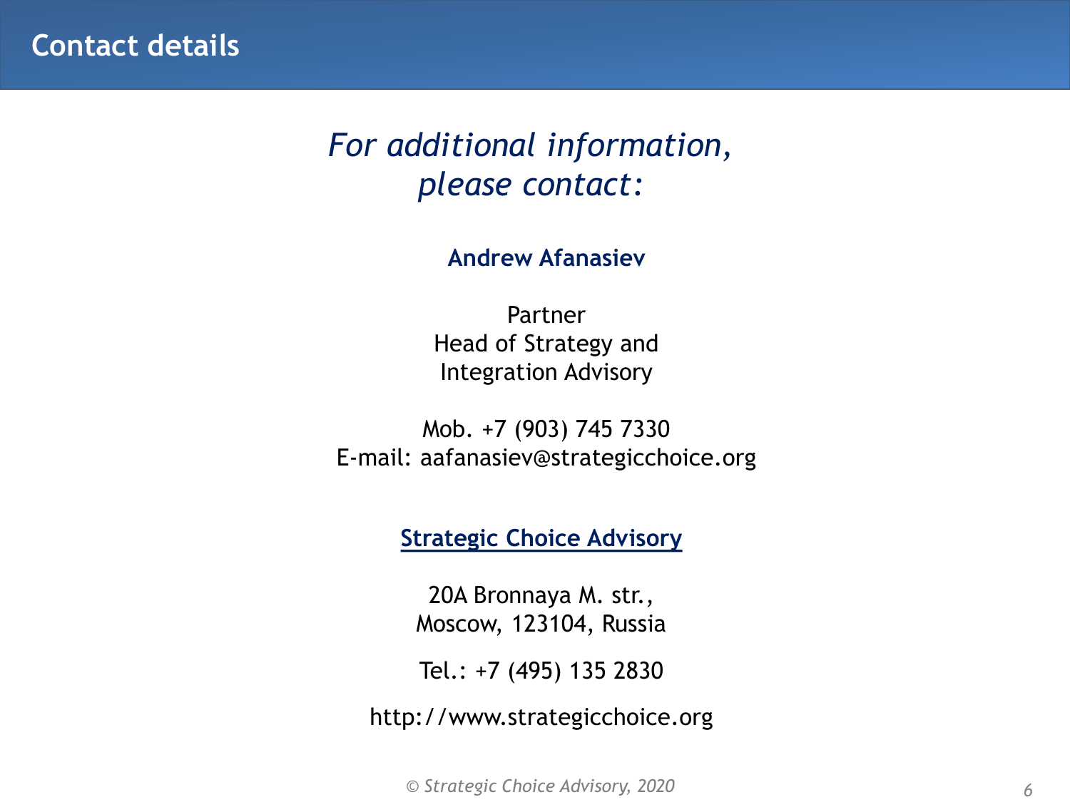## Contact details

*For additional information, please contact:*

**Andrew Afanasiev**

Partner
Head of Strategy and Integration Advisory

Mob. +7 (903) 745 7330
E-mail: aafanasiev@strategicchoice.org

**Strategic Choice Advisory**

20A Bronnaya M. str.,
Moscow, 123104, Russia

Tel.: +7 (495) 135 2830

http://www.strategicchoice.org

*© Strategic Choice Advisory, 2020*